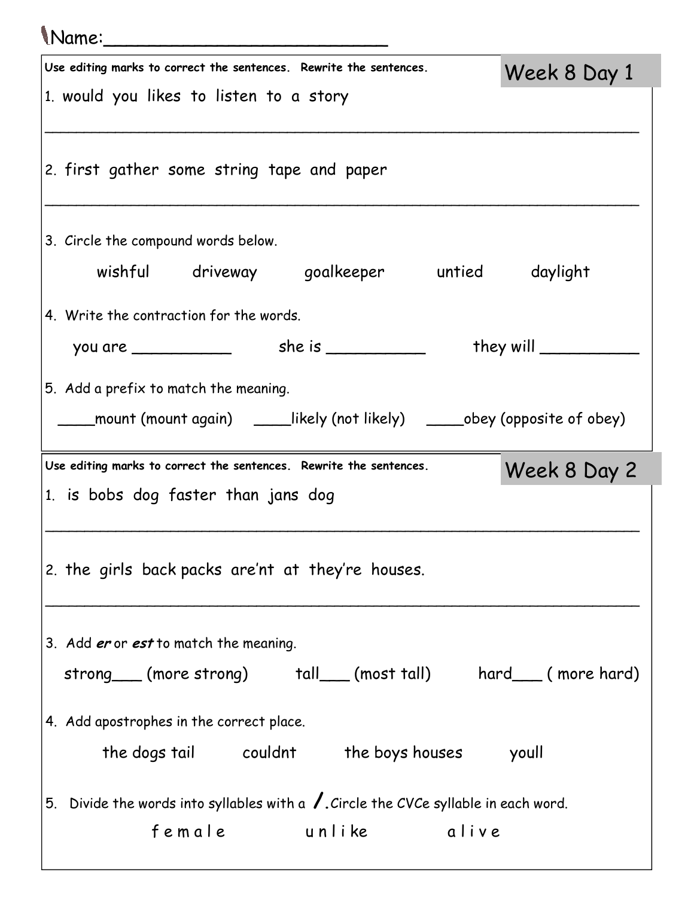Name:___________________________

## Week 8 Day 1

**Use editing marks to correct the sentences. Rewrite the sentences.**

1. would you likes to listen to a story

_______________________________________________________________

2. first gather some string tape and paper

_______________________________________________________________

3. Circle the compound words below.

   wishful    driveway    goalkeeper    untied    daylight

4. Write the contraction for the words.

   you are __________    she is __________    they will __________

5. Add a prefix to match the meaning.

   ____mount (mount again)    ____likely (not likely)    ____obey (opposite of obey)

## Week 8 Day 2

**Use editing marks to correct the sentences. Rewrite the sentences.**

1. is bobs dog faster than jans dog

_______________________________________________________________

2. the girls back packs are’nt at they’re houses.

_______________________________________________________________

3. Add ***er*** or ***est*** to match the meaning.

   strong___ (more strong)    tall___ (most tall)    hard___ ( more hard)

4. Add apostrophes in the correct place.

   the dogs tail    couldnt    the boys houses    youll

5. Divide the words into syllables with a **/**. Circle the CVCe syllable in each word.

   f e m a l e    u n l i k e    a l i v e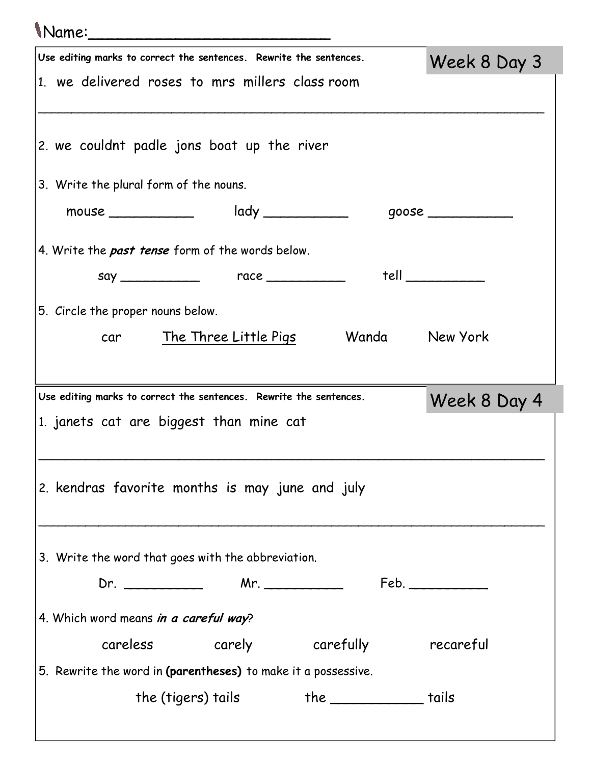Name:___________________________

## Week 8 Day 3

Use editing marks to correct the sentences. Rewrite the sentences.

1. we delivered roses to mrs millers class room

_______________________________________________________________

2. we couldnt padle jons boat up the river

3. Write the plural form of the nouns.

mouse __________ lady __________ goose __________

4. Write the ***past tense*** form of the words below.

say __________ race __________ tell __________

5. Circle the proper nouns below.

car The Three Little Pigs Wanda New York

## Week 8 Day 4

Use editing marks to correct the sentences. Rewrite the sentences.

1. janets cat are biggest than mine cat

_______________________________________________________________

2. kendras favorite months is may june and july

_______________________________________________________________

3. Write the word that goes with the abbreviation.

Dr. __________ Mr. __________ Feb. __________

4. Which word means ***in a careful way***?

careless carely carefully recareful

5. Rewrite the word in **(parentheses)** to make it a possessive.

the (tigers) tails the ___________ tails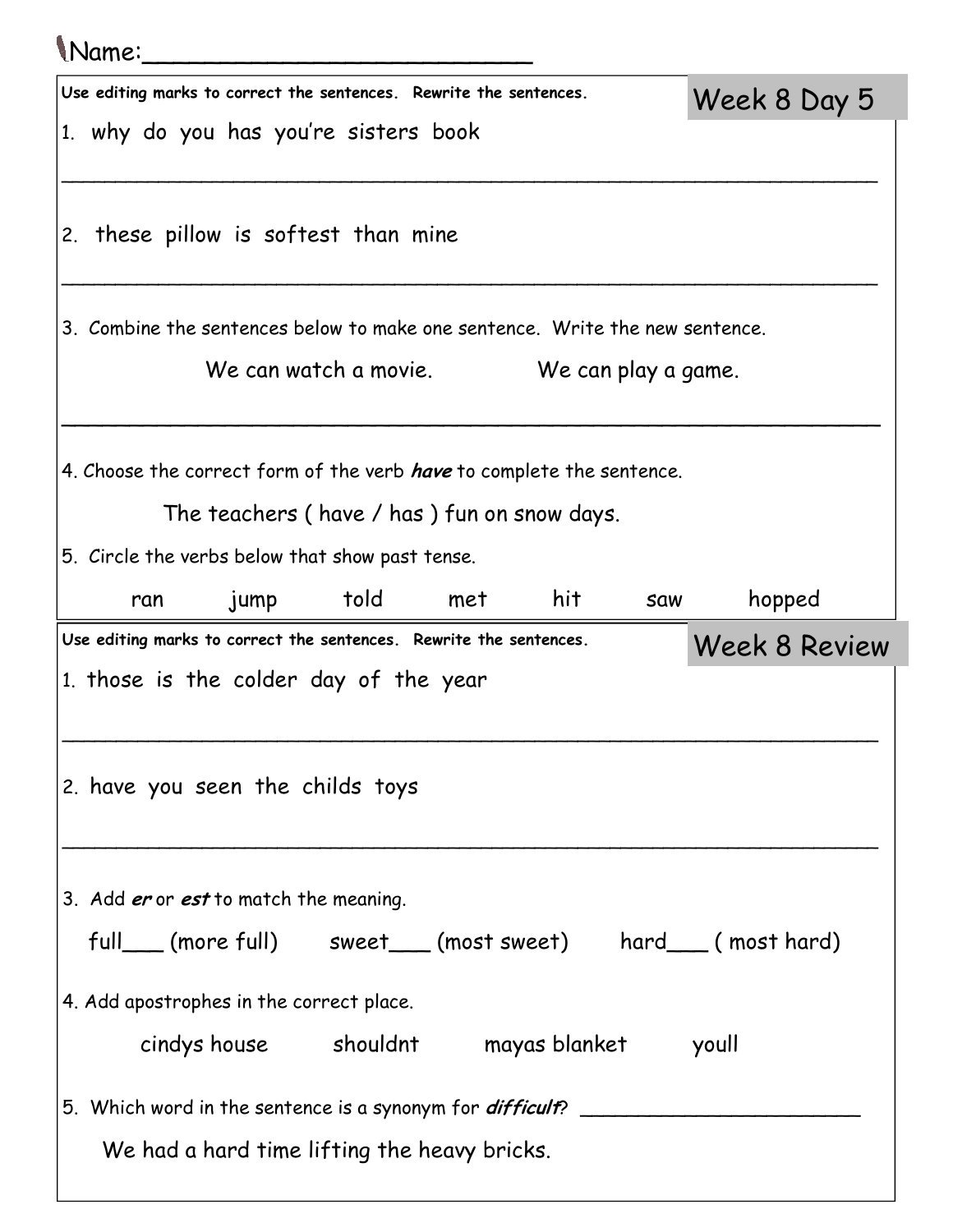Name:_________________________

## Week 8 Day 5

**Use editing marks to correct the sentences. Rewrite the sentences.**

1. why do you has you're sisters book

_______________________________________________________________

2. these pillow is softest than mine

_______________________________________________________________

3. Combine the sentences below to make one sentence. Write the new sentence.

We can watch a movie. We can play a game.

_______________________________________________________________

4. Choose the correct form of the verb ***have*** to complete the sentence.

The teachers ( have / has ) fun on snow days.

5. Circle the verbs below that show past tense.

ran jump told met hit saw hopped

## Week 8 Review

**Use editing marks to correct the sentences. Rewrite the sentences.**

1. those is the colder day of the year

_______________________________________________________________

2. have you seen the childs toys

_______________________________________________________________

3. Add ***er*** or ***est*** to match the meaning.

full___ (more full) sweet___ (most sweet) hard___ ( most hard)

4. Add apostrophes in the correct place.

cindys house shouldnt mayas blanket youll

5. Which word in the sentence is a synonym for ***difficult***? ______________________

We had a hard time lifting the heavy bricks.